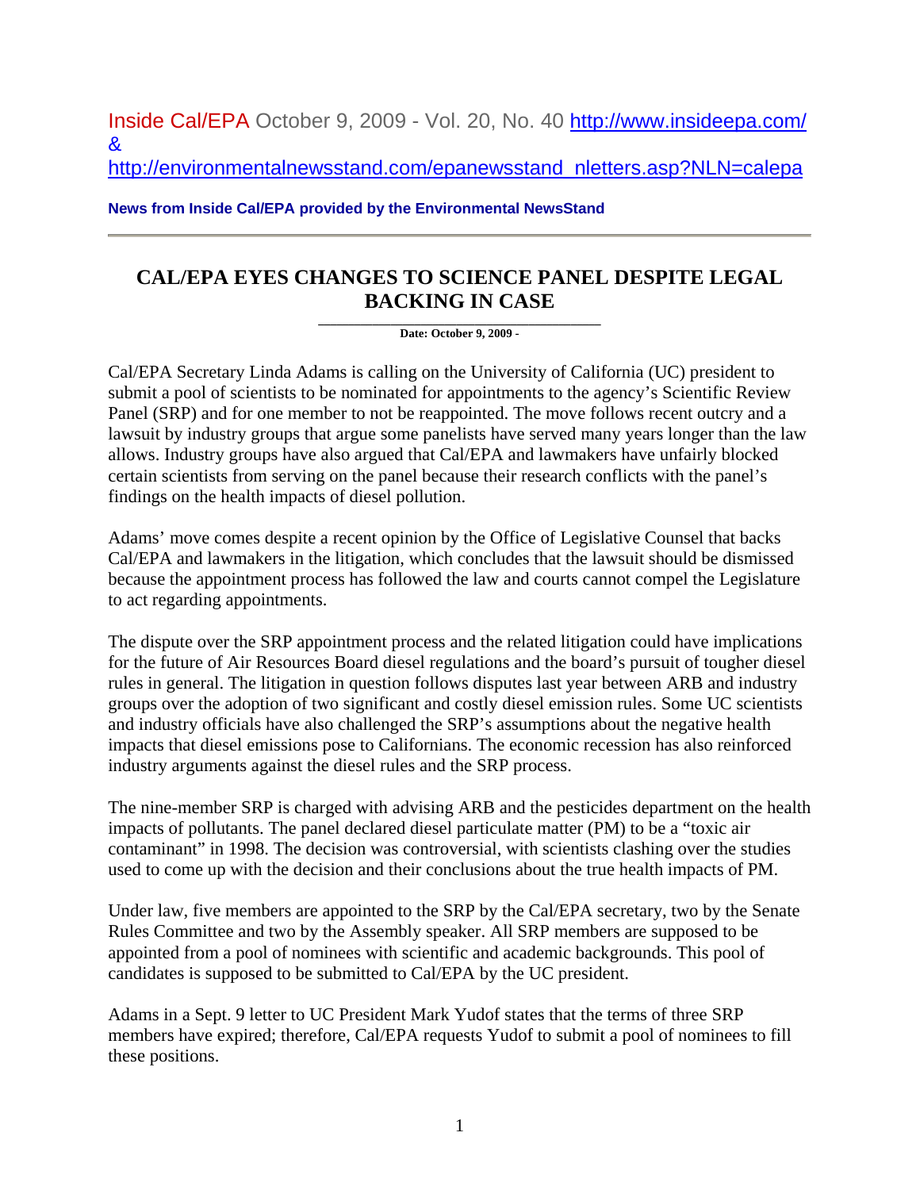Inside Cal/EPA October 9, 2009 - Vol. 20, No. 40 http://www.insideepa.com/ & http://environmentalnewsstand.com/epanewsstand_nletters.asp?NLN=calepa

**News from Inside Cal/EPA provided by the Environmental NewsStand**

# CAL/EPA EYES CHANGES TO SCIENCE PANEL DESPITE LEGAL BACKING IN CASE

**Date: October 9, 2009 -**

Cal/EPA Secretary Linda Adams is calling on the University of California (UC) president to submit a pool of scientists to be nominated for appointments to the agency's Scientific Review Panel (SRP) and for one member to not be reappointed. The move follows recent outcry and a lawsuit by industry groups that argue some panelists have served many years longer than the law allows. Industry groups have also argued that Cal/EPA and lawmakers have unfairly blocked certain scientists from serving on the panel because their research conflicts with the panel's findings on the health impacts of diesel pollution.

Adams' move comes despite a recent opinion by the Office of Legislative Counsel that backs Cal/EPA and lawmakers in the litigation, which concludes that the lawsuit should be dismissed because the appointment process has followed the law and courts cannot compel the Legislature to act regarding appointments.

The dispute over the SRP appointment process and the related litigation could have implications for the future of Air Resources Board diesel regulations and the board's pursuit of tougher diesel rules in general. The litigation in question follows disputes last year between ARB and industry groups over the adoption of two significant and costly diesel emission rules. Some UC scientists and industry officials have also challenged the SRP's assumptions about the negative health impacts that diesel emissions pose to Californians. The economic recession has also reinforced industry arguments against the diesel rules and the SRP process.

The nine-member SRP is charged with advising ARB and the pesticides department on the health impacts of pollutants. The panel declared diesel particulate matter (PM) to be a "toxic air contaminant" in 1998. The decision was controversial, with scientists clashing over the studies used to come up with the decision and their conclusions about the true health impacts of PM.

Under law, five members are appointed to the SRP by the Cal/EPA secretary, two by the Senate Rules Committee and two by the Assembly speaker. All SRP members are supposed to be appointed from a pool of nominees with scientific and academic backgrounds. This pool of candidates is supposed to be submitted to Cal/EPA by the UC president.

Adams in a Sept. 9 letter to UC President Mark Yudof states that the terms of three SRP members have expired; therefore, Cal/EPA requests Yudof to submit a pool of nominees to fill these positions.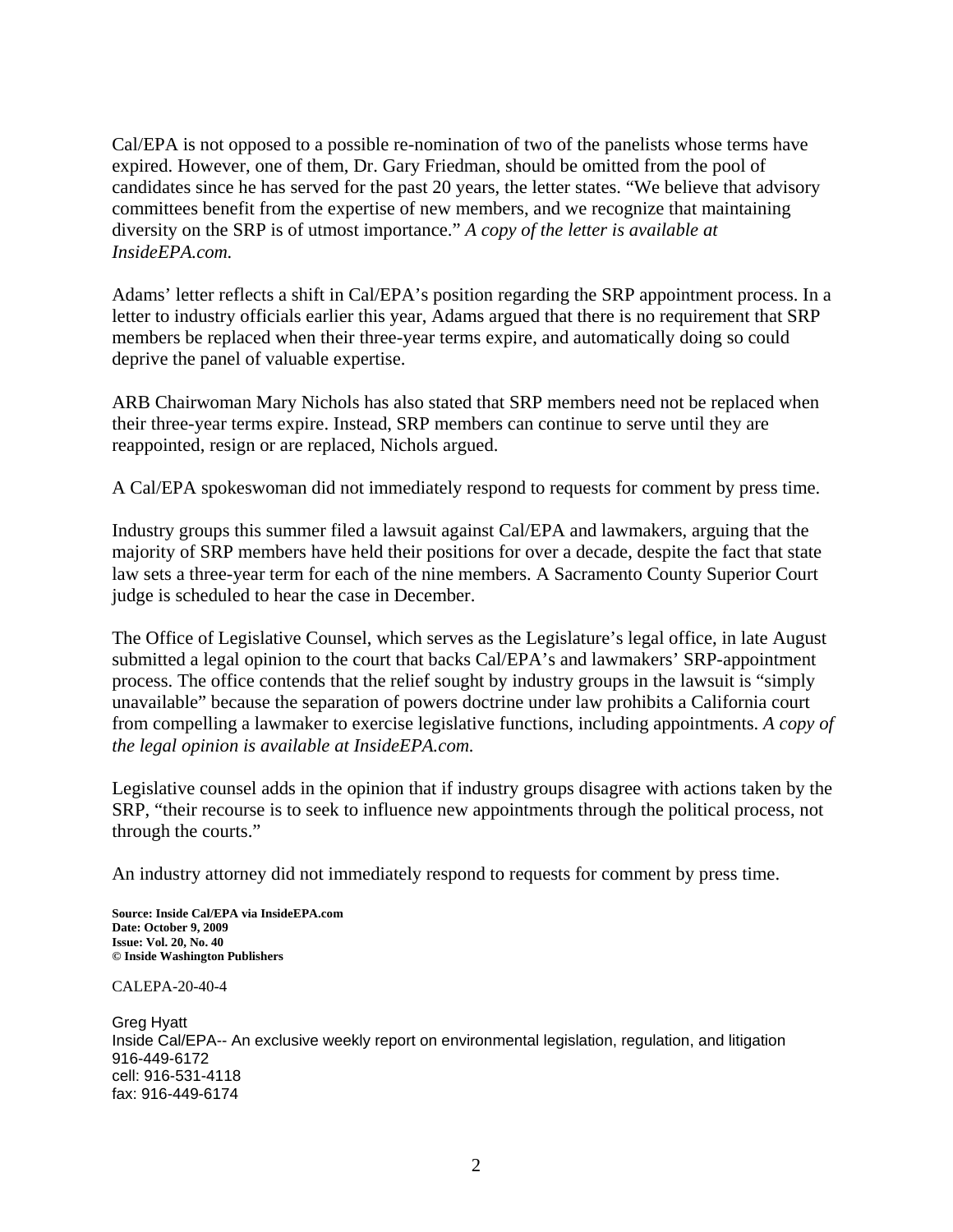Cal/EPA is not opposed to a possible re-nomination of two of the panelists whose terms have expired. However, one of them, Dr. Gary Friedman, should be omitted from the pool of candidates since he has served for the past 20 years, the letter states. "We believe that advisory committees benefit from the expertise of new members, and we recognize that maintaining diversity on the SRP is of utmost importance." *A copy of the letter is available at InsideEPA.com.*

Adams' letter reflects a shift in Cal/EPA's position regarding the SRP appointment process. In a letter to industry officials earlier this year, Adams argued that there is no requirement that SRP members be replaced when their three-year terms expire, and automatically doing so could deprive the panel of valuable expertise.

ARB Chairwoman Mary Nichols has also stated that SRP members need not be replaced when their three-year terms expire. Instead, SRP members can continue to serve until they are reappointed, resign or are replaced, Nichols argued.

A Cal/EPA spokeswoman did not immediately respond to requests for comment by press time.

Industry groups this summer filed a lawsuit against Cal/EPA and lawmakers, arguing that the majority of SRP members have held their positions for over a decade, despite the fact that state law sets a three-year term for each of the nine members. A Sacramento County Superior Court judge is scheduled to hear the case in December.

The Office of Legislative Counsel, which serves as the Legislature's legal office, in late August submitted a legal opinion to the court that backs Cal/EPA's and lawmakers' SRP-appointment process. The office contends that the relief sought by industry groups in the lawsuit is "simply unavailable" because the separation of powers doctrine under law prohibits a California court from compelling a lawmaker to exercise legislative functions, including appointments. *A copy of the legal opinion is available at InsideEPA.com.*

Legislative counsel adds in the opinion that if industry groups disagree with actions taken by the SRP, "their recourse is to seek to influence new appointments through the political process, not through the courts."

An industry attorney did not immediately respond to requests for comment by press time.

**Source: Inside Cal/EPA via InsideEPA.com**
**Date: October 9, 2009**
**Issue: Vol. 20, No. 40**
**© Inside Washington Publishers**

CALEPA-20-40-4

Greg Hyatt
Inside Cal/EPA-- An exclusive weekly report on environmental legislation, regulation, and litigation
916-449-6172
cell: 916-531-4118
fax: 916-449-6174